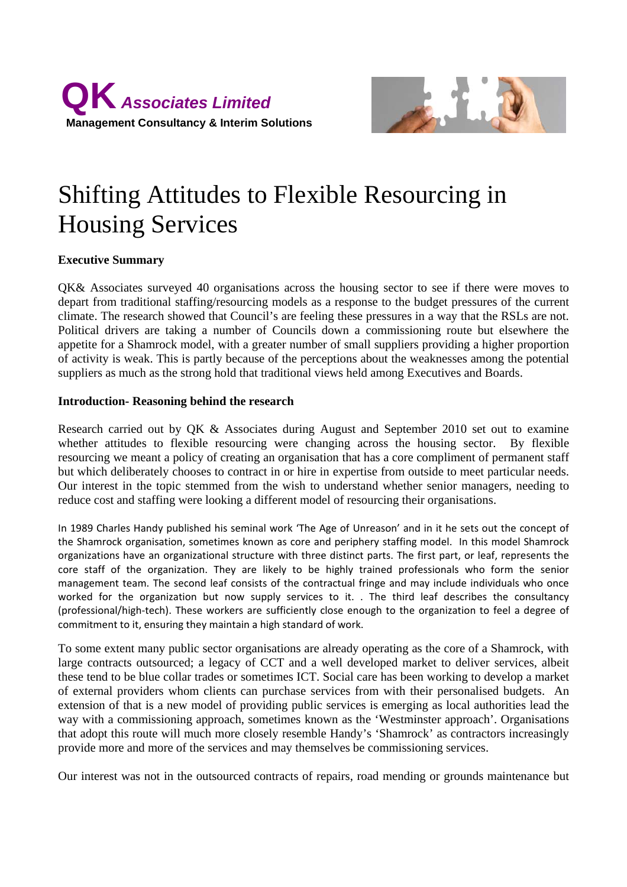**QK** *Associates Limited*
**Management Consultancy & Interim Solutions**

# Shifting Attitudes to Flexible Resourcing in Housing Services

**Executive Summary**

QK& Associates surveyed 40 organisations across the housing sector to see if there were moves to depart from traditional staffing/resourcing models as a response to the budget pressures of the current climate. The research showed that Council's are feeling these pressures in a way that the RSLs are not. Political drivers are taking a number of Councils down a commissioning route but elsewhere the appetite for a Shamrock model, with a greater number of small suppliers providing a higher proportion of activity is weak. This is partly because of the perceptions about the weaknesses among the potential suppliers as much as the strong hold that traditional views held among Executives and Boards.

**Introduction- Reasoning behind the research**

Research carried out by QK & Associates during August and September 2010 set out to examine whether attitudes to flexible resourcing were changing across the housing sector. By flexible resourcing we meant a policy of creating an organisation that has a core compliment of permanent staff but which deliberately chooses to contract in or hire in expertise from outside to meet particular needs. Our interest in the topic stemmed from the wish to understand whether senior managers, needing to reduce cost and staffing were looking a different model of resourcing their organisations.

In 1989 Charles Handy published his seminal work 'The Age of Unreason' and in it he sets out the concept of the Shamrock organisation, sometimes known as core and periphery staffing model. In this model Shamrock organizations have an organizational structure with three distinct parts. The first part, or leaf, represents the core staff of the organization. They are likely to be highly trained professionals who form the senior management team. The second leaf consists of the contractual fringe and may include individuals who once worked for the organization but now supply services to it. . The third leaf describes the consultancy (professional/high-tech). These workers are sufficiently close enough to the organization to feel a degree of commitment to it, ensuring they maintain a high standard of work.

To some extent many public sector organisations are already operating as the core of a Shamrock, with large contracts outsourced; a legacy of CCT and a well developed market to deliver services, albeit these tend to be blue collar trades or sometimes ICT. Social care has been working to develop a market of external providers whom clients can purchase services from with their personalised budgets. An extension of that is a new model of providing public services is emerging as local authorities lead the way with a commissioning approach, sometimes known as the 'Westminster approach'. Organisations that adopt this route will much more closely resemble Handy's 'Shamrock' as contractors increasingly provide more and more of the services and may themselves be commissioning services.

Our interest was not in the outsourced contracts of repairs, road mending or grounds maintenance but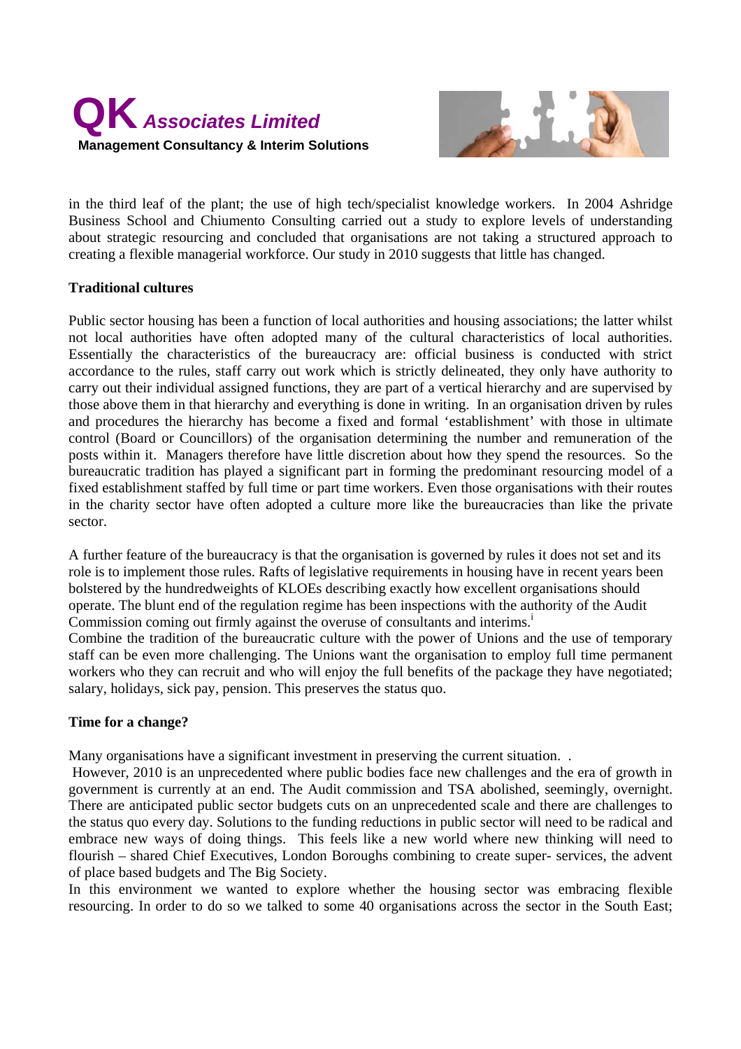in the third leaf of the plant; the use of high tech/specialist knowledge workers. In 2004 Ashridge Business School and Chiumento Consulting carried out a study to explore levels of understanding about strategic resourcing and concluded that organisations are not taking a structured approach to creating a flexible managerial workforce. Our study in 2010 suggests that little has changed.

**Traditional cultures**

Public sector housing has been a function of local authorities and housing associations; the latter whilst not local authorities have often adopted many of the cultural characteristics of local authorities. Essentially the characteristics of the bureaucracy are: official business is conducted with strict accordance to the rules, staff carry out work which is strictly delineated, they only have authority to carry out their individual assigned functions, they are part of a vertical hierarchy and are supervised by those above them in that hierarchy and everything is done in writing. In an organisation driven by rules and procedures the hierarchy has become a fixed and formal 'establishment' with those in ultimate control (Board or Councillors) of the organisation determining the number and remuneration of the posts within it. Managers therefore have little discretion about how they spend the resources. So the bureaucratic tradition has played a significant part in forming the predominant resourcing model of a fixed establishment staffed by full time or part time workers. Even those organisations with their routes in the charity sector have often adopted a culture more like the bureaucracies than like the private sector.

A further feature of the bureaucracy is that the organisation is governed by rules it does not set and its role is to implement those rules. Rafts of legislative requirements in housing have in recent years been bolstered by the hundredweights of KLOEs describing exactly how excellent organisations should operate. The blunt end of the regulation regime has been inspections with the authority of the Audit Commission coming out firmly against the overuse of consultants and interims.[i]

Combine the tradition of the bureaucratic culture with the power of Unions and the use of temporary staff can be even more challenging. The Unions want the organisation to employ full time permanent workers who they can recruit and who will enjoy the full benefits of the package they have negotiated; salary, holidays, sick pay, pension. This preserves the status quo.

**Time for a change?**

Many organisations have a significant investment in preserving the current situation. .

However, 2010 is an unprecedented where public bodies face new challenges and the era of growth in government is currently at an end. The Audit commission and TSA abolished, seemingly, overnight. There are anticipated public sector budgets cuts on an unprecedented scale and there are challenges to the status quo every day. Solutions to the funding reductions in public sector will need to be radical and embrace new ways of doing things. This feels like a new world where new thinking will need to flourish – shared Chief Executives, London Boroughs combining to create super- services, the advent of place based budgets and The Big Society.

In this environment we wanted to explore whether the housing sector was embracing flexible resourcing. In order to do so we talked to some 40 organisations across the sector in the South East;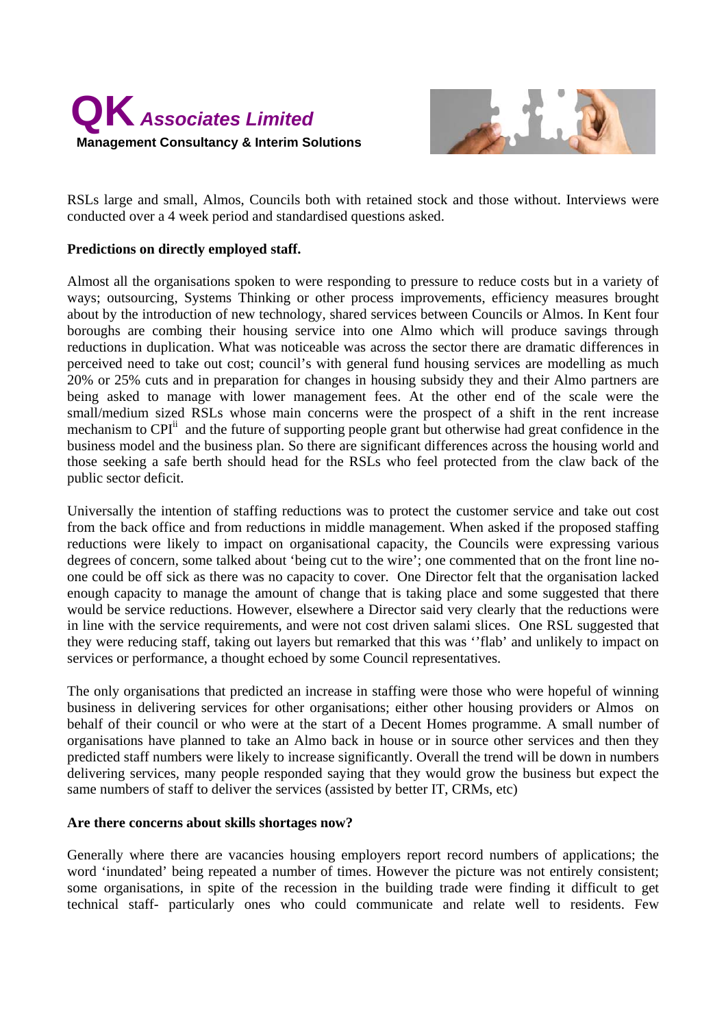RSLs large and small, Almos, Councils both with retained stock and those without. Interviews were conducted over a 4 week period and standardised questions asked.

**Predictions on directly employed staff.**

Almost all the organisations spoken to were responding to pressure to reduce costs but in a variety of ways; outsourcing, Systems Thinking or other process improvements, efficiency measures brought about by the introduction of new technology, shared services between Councils or Almos. In Kent four boroughs are combing their housing service into one Almo which will produce savings through reductions in duplication. What was noticeable was across the sector there are dramatic differences in perceived need to take out cost; council's with general fund housing services are modelling as much 20% or 25% cuts and in preparation for changes in housing subsidy they and their Almo partners are being asked to manage with lower management fees. At the other end of the scale were the small/medium sized RSLs whose main concerns were the prospect of a shift in the rent increase mechanism to CPI[ii] and the future of supporting people grant but otherwise had great confidence in the business model and the business plan. So there are significant differences across the housing world and those seeking a safe berth should head for the RSLs who feel protected from the claw back of the public sector deficit.

Universally the intention of staffing reductions was to protect the customer service and take out cost from the back office and from reductions in middle management. When asked if the proposed staffing reductions were likely to impact on organisational capacity, the Councils were expressing various degrees of concern, some talked about 'being cut to the wire'; one commented that on the front line no-one could be off sick as there was no capacity to cover. One Director felt that the organisation lacked enough capacity to manage the amount of change that is taking place and some suggested that there would be service reductions. However, elsewhere a Director said very clearly that the reductions were in line with the service requirements, and were not cost driven salami slices. One RSL suggested that they were reducing staff, taking out layers but remarked that this was ''flab' and unlikely to impact on services or performance, a thought echoed by some Council representatives.

The only organisations that predicted an increase in staffing were those who were hopeful of winning business in delivering services for other organisations; either other housing providers or Almos on behalf of their council or who were at the start of a Decent Homes programme. A small number of organisations have planned to take an Almo back in house or in source other services and then they predicted staff numbers were likely to increase significantly. Overall the trend will be down in numbers delivering services, many people responded saying that they would grow the business but expect the same numbers of staff to deliver the services (assisted by better IT, CRMs, etc)

**Are there concerns about skills shortages now?**

Generally where there are vacancies housing employers report record numbers of applications; the word 'inundated' being repeated a number of times. However the picture was not entirely consistent; some organisations, in spite of the recession in the building trade were finding it difficult to get technical staff- particularly ones who could communicate and relate well to residents. Few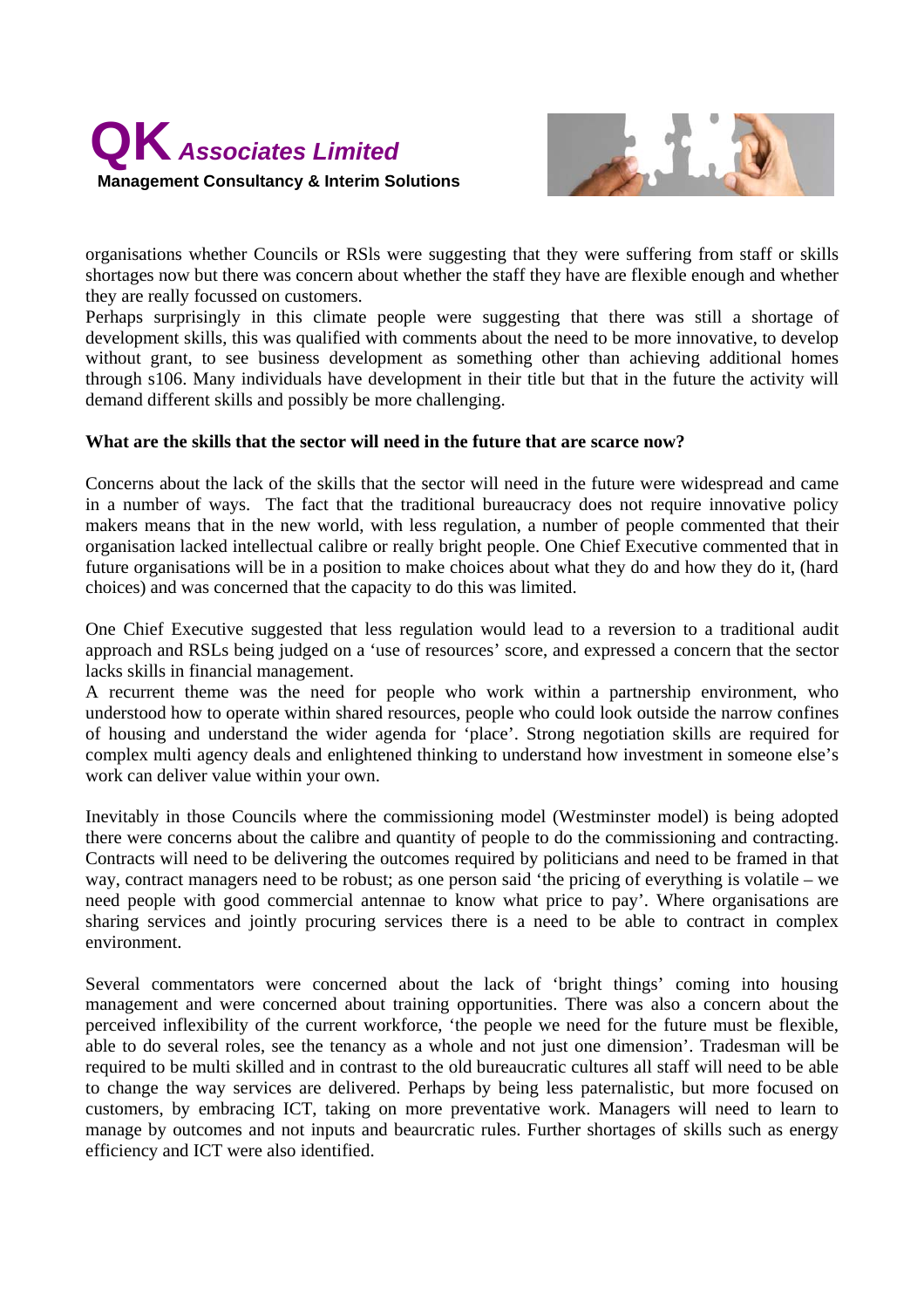organisations whether Councils or RSls were suggesting that they were suffering from staff or skills shortages now but there was concern about whether the staff they have are flexible enough and whether they are really focussed on customers.

Perhaps surprisingly in this climate people were suggesting that there was still a shortage of development skills, this was qualified with comments about the need to be more innovative, to develop without grant, to see business development as something other than achieving additional homes through s106. Many individuals have development in their title but that in the future the activity will demand different skills and possibly be more challenging.

**What are the skills that the sector will need in the future that are scarce now?**

Concerns about the lack of the skills that the sector will need in the future were widespread and came in a number of ways. The fact that the traditional bureaucracy does not require innovative policy makers means that in the new world, with less regulation, a number of people commented that their organisation lacked intellectual calibre or really bright people. One Chief Executive commented that in future organisations will be in a position to make choices about what they do and how they do it, (hard choices) and was concerned that the capacity to do this was limited.

One Chief Executive suggested that less regulation would lead to a reversion to a traditional audit approach and RSLs being judged on a 'use of resources' score, and expressed a concern that the sector lacks skills in financial management.

A recurrent theme was the need for people who work within a partnership environment, who understood how to operate within shared resources, people who could look outside the narrow confines of housing and understand the wider agenda for 'place'. Strong negotiation skills are required for complex multi agency deals and enlightened thinking to understand how investment in someone else's work can deliver value within your own.

Inevitably in those Councils where the commissioning model (Westminster model) is being adopted there were concerns about the calibre and quantity of people to do the commissioning and contracting. Contracts will need to be delivering the outcomes required by politicians and need to be framed in that way, contract managers need to be robust; as one person said 'the pricing of everything is volatile – we need people with good commercial antennae to know what price to pay'. Where organisations are sharing services and jointly procuring services there is a need to be able to contract in complex environment.

Several commentators were concerned about the lack of 'bright things' coming into housing management and were concerned about training opportunities. There was also a concern about the perceived inflexibility of the current workforce, 'the people we need for the future must be flexible, able to do several roles, see the tenancy as a whole and not just one dimension'. Tradesman will be required to be multi skilled and in contrast to the old bureaucratic cultures all staff will need to be able to change the way services are delivered. Perhaps by being less paternalistic, but more focused on customers, by embracing ICT, taking on more preventative work. Managers will need to learn to manage by outcomes and not inputs and beaurcratic rules. Further shortages of skills such as energy efficiency and ICT were also identified.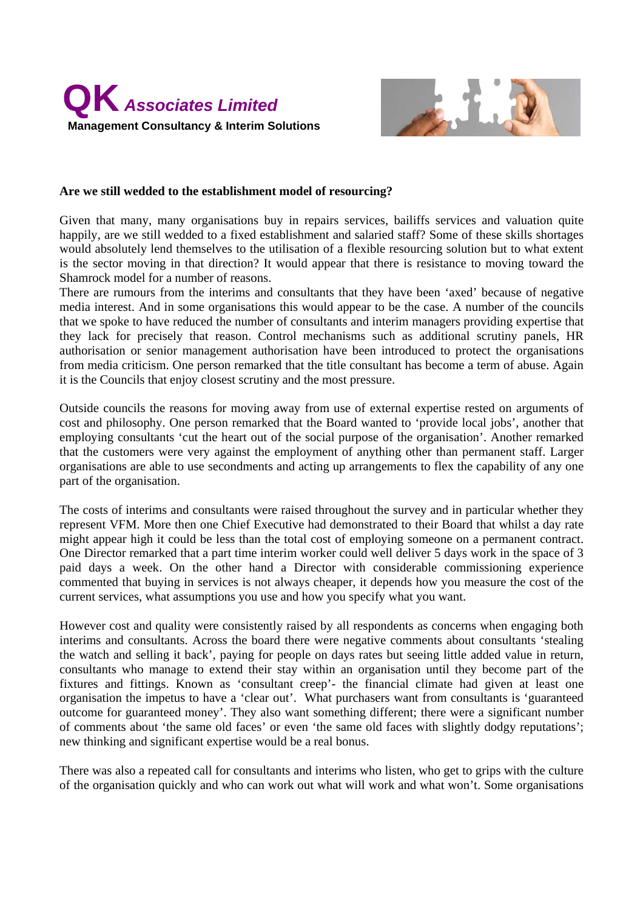**Are we still wedded to the establishment model of resourcing?**

Given that many, many organisations buy in repairs services, bailiffs services and valuation quite happily, are we still wedded to a fixed establishment and salaried staff? Some of these skills shortages would absolutely lend themselves to the utilisation of a flexible resourcing solution but to what extent is the sector moving in that direction? It would appear that there is resistance to moving toward the Shamrock model for a number of reasons.

There are rumours from the interims and consultants that they have been 'axed' because of negative media interest. And in some organisations this would appear to be the case. A number of the councils that we spoke to have reduced the number of consultants and interim managers providing expertise that they lack for precisely that reason. Control mechanisms such as additional scrutiny panels, HR authorisation or senior management authorisation have been introduced to protect the organisations from media criticism. One person remarked that the title consultant has become a term of abuse. Again it is the Councils that enjoy closest scrutiny and the most pressure.

Outside councils the reasons for moving away from use of external expertise rested on arguments of cost and philosophy. One person remarked that the Board wanted to 'provide local jobs', another that employing consultants 'cut the heart out of the social purpose of the organisation'. Another remarked that the customers were very against the employment of anything other than permanent staff. Larger organisations are able to use secondments and acting up arrangements to flex the capability of any one part of the organisation.

The costs of interims and consultants were raised throughout the survey and in particular whether they represent VFM. More then one Chief Executive had demonstrated to their Board that whilst a day rate might appear high it could be less than the total cost of employing someone on a permanent contract. One Director remarked that a part time interim worker could well deliver 5 days work in the space of 3 paid days a week. On the other hand a Director with considerable commissioning experience commented that buying in services is not always cheaper, it depends how you measure the cost of the current services, what assumptions you use and how you specify what you want.

However cost and quality were consistently raised by all respondents as concerns when engaging both interims and consultants. Across the board there were negative comments about consultants 'stealing the watch and selling it back', paying for people on days rates but seeing little added value in return, consultants who manage to extend their stay within an organisation until they become part of the fixtures and fittings. Known as 'consultant creep'- the financial climate had given at least one organisation the impetus to have a 'clear out'. What purchasers want from consultants is 'guaranteed outcome for guaranteed money'. They also want something different; there were a significant number of comments about 'the same old faces' or even 'the same old faces with slightly dodgy reputations'; new thinking and significant expertise would be a real bonus.

There was also a repeated call for consultants and interims who listen, who get to grips with the culture of the organisation quickly and who can work out what will work and what won't. Some organisations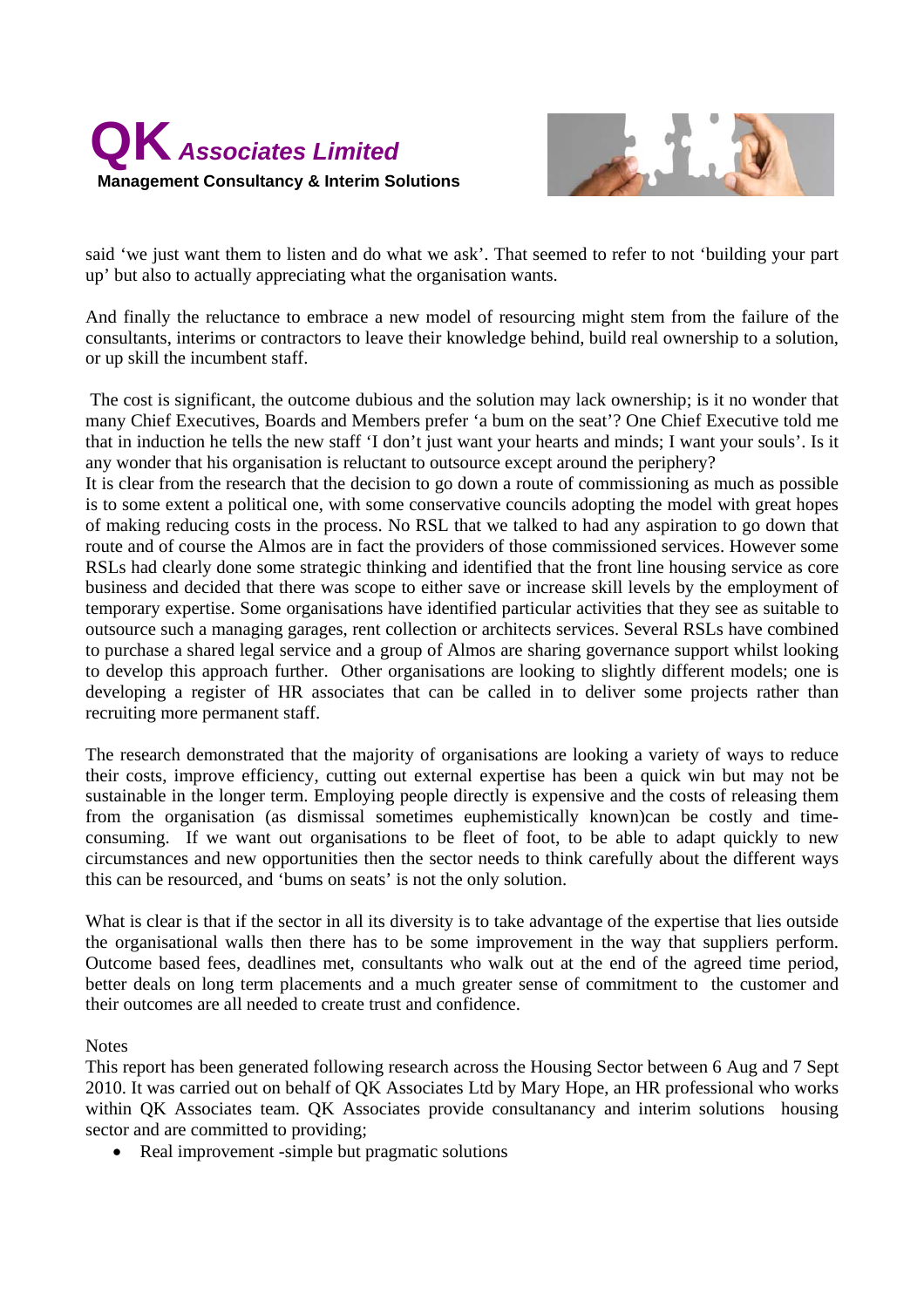said 'we just want them to listen and do what we ask'. That seemed to refer to not 'building your part up' but also to actually appreciating what the organisation wants.

And finally the reluctance to embrace a new model of resourcing might stem from the failure of the consultants, interims or contractors to leave their knowledge behind, build real ownership to a solution, or up skill the incumbent staff.

The cost is significant, the outcome dubious and the solution may lack ownership; is it no wonder that many Chief Executives, Boards and Members prefer 'a bum on the seat'? One Chief Executive told me that in induction he tells the new staff 'I don't just want your hearts and minds; I want your souls'. Is it any wonder that his organisation is reluctant to outsource except around the periphery?
It is clear from the research that the decision to go down a route of commissioning as much as possible is to some extent a political one, with some conservative councils adopting the model with great hopes of making reducing costs in the process. No RSL that we talked to had any aspiration to go down that route and of course the Almos are in fact the providers of those commissioned services. However some RSLs had clearly done some strategic thinking and identified that the front line housing service as core business and decided that there was scope to either save or increase skill levels by the employment of temporary expertise. Some organisations have identified particular activities that they see as suitable to outsource such a managing garages, rent collection or architects services. Several RSLs have combined to purchase a shared legal service and a group of Almos are sharing governance support whilst looking to develop this approach further. Other organisations are looking to slightly different models; one is developing a register of HR associates that can be called in to deliver some projects rather than recruiting more permanent staff.

The research demonstrated that the majority of organisations are looking a variety of ways to reduce their costs, improve efficiency, cutting out external expertise has been a quick win but may not be sustainable in the longer term. Employing people directly is expensive and the costs of releasing them from the organisation (as dismissal sometimes euphemistically known)can be costly and time-consuming. If we want out organisations to be fleet of foot, to be able to adapt quickly to new circumstances and new opportunities then the sector needs to think carefully about the different ways this can be resourced, and 'bums on seats' is not the only solution.

What is clear is that if the sector in all its diversity is to take advantage of the expertise that lies outside the organisational walls then there has to be some improvement in the way that suppliers perform. Outcome based fees, deadlines met, consultants who walk out at the end of the agreed time period, better deals on long term placements and a much greater sense of commitment to the customer and their outcomes are all needed to create trust and confidence.

Notes
This report has been generated following research across the Housing Sector between 6 Aug and 7 Sept 2010. It was carried out on behalf of QK Associates Ltd by Mary Hope, an HR professional who works within QK Associates team. QK Associates provide consultanancy and interim solutions housing sector and are committed to providing;

- Real improvement -simple but pragmatic solutions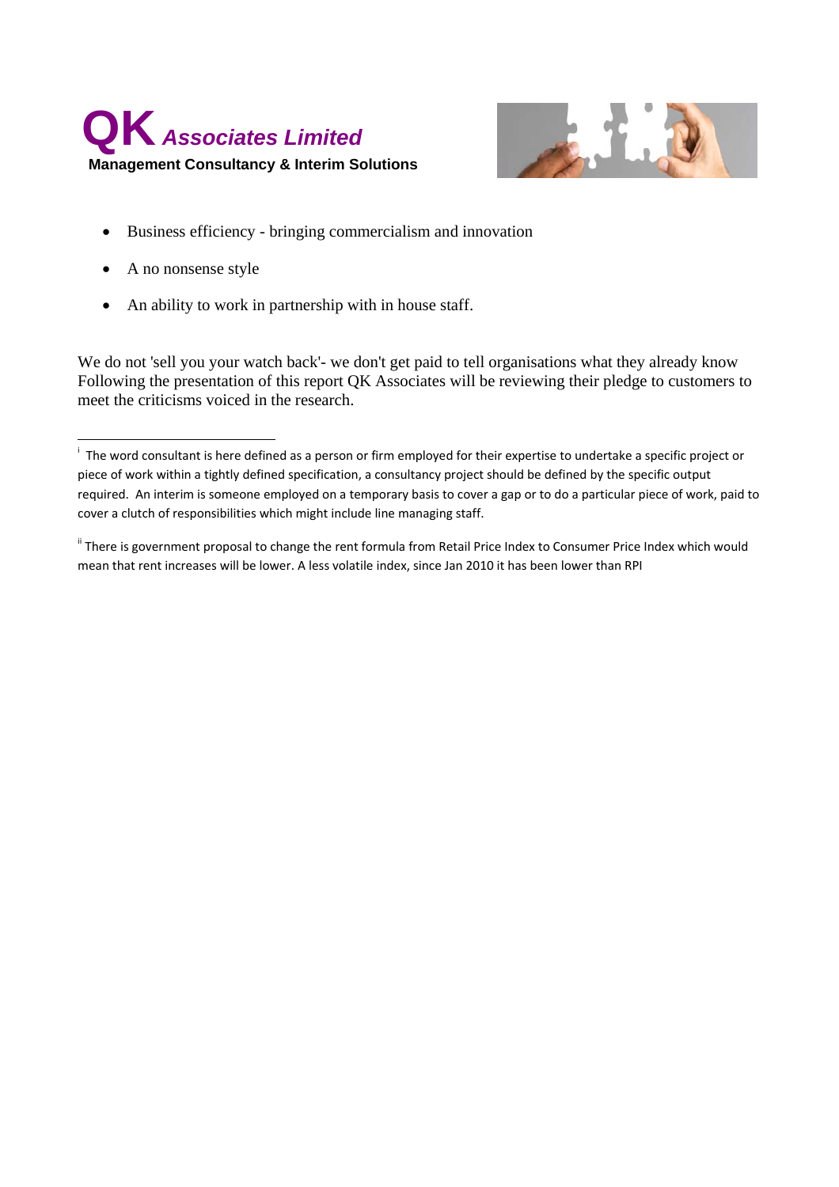# QK *Associates Limited*

**Management Consultancy & Interim Solutions**

- Business efficiency - bringing commercialism and innovation
- A no nonsense style
- An ability to work in partnership with in house staff.

We do not 'sell you your watch back'- we don't get paid to tell organisations what they already know Following the presentation of this report QK Associates will be reviewing their pledge to customers to meet the criticisms voiced in the research.

---

[i] The word consultant is here defined as a person or firm employed for their expertise to undertake a specific project or piece of work within a tightly defined specification, a consultancy project should be defined by the specific output required. An interim is someone employed on a temporary basis to cover a gap or to do a particular piece of work, paid to cover a clutch of responsibilities which might include line managing staff.

[ii] There is government proposal to change the rent formula from Retail Price Index to Consumer Price Index which would mean that rent increases will be lower. A less volatile index, since Jan 2010 it has been lower than RPI